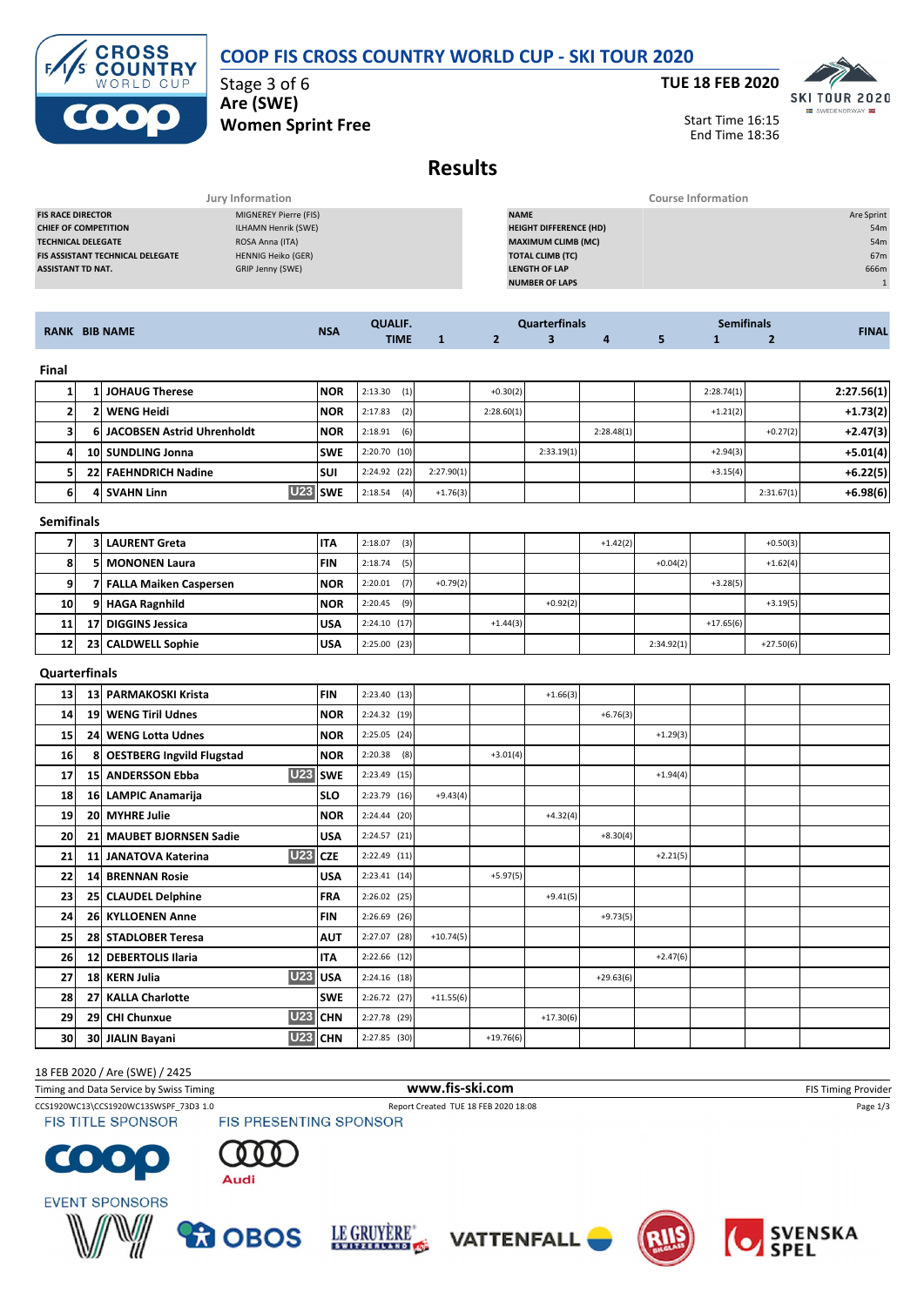# COOP FIS CROSS COUNTRY WORLD CUP - SKI TOUR 2020

Stage 3 of 6
**Are (SWE)**
**Women Sprint Free**

**TUE 18 FEB 2020**

Start Time 16:15
End Time 18:36

## Results

| Jury Information | |
|---|---|
| FIS RACE DIRECTOR | MIGNEREY Pierre (FIS) |
| CHIEF OF COMPETITION | ILHAMN Henrik (SWE) |
| TECHNICAL DELEGATE | ROSA Anna (ITA) |
| FIS ASSISTANT TECHNICAL DELEGATE | HENNIG Heiko (GER) |
| ASSISTANT TD NAT. | GRIP Jenny (SWE) |

| Course Information | |
|---|---|
| NAME | Are Sprint |
| HEIGHT DIFFERENCE (HD) | 54m |
| MAXIMUM CLIMB (MC) | 54m |
| TOTAL CLIMB (TC) | 67m |
| LENGTH OF LAP | 666m |
| NUMBER OF LAPS | 1 |

| RANK | BIB | NAME | | NSA | QUALIF. TIME | Quarterfinals 1 | 2 | 3 | 4 | 5 | Semifinals 1 | 2 | FINAL |
|---|---|---|---|---|---|---|---|---|---|---|---|---|---|
| **Final** | | | | | | | | | | | | | |
| 1 | 1 | JOHAUG Therese | | NOR | 2:13.30 (1) | | +0.30(2) | | | | 2:28.74(1) | | 2:27.56(1) |
| 2 | 2 | WENG Heidi | | NOR | 2:17.83 (2) | | 2:28.60(1) | | | | +1.21(2) | | +1.73(2) |
| 3 | 6 | JACOBSEN Astrid Uhrenholdt | | NOR | 2:18.91 (6) | | | | 2:28.48(1) | | | +0.27(2) | +2.47(3) |
| 4 | 10 | SUNDLING Jonna | | SWE | 2:20.70 (10) | | | 2:33.19(1) | | | +2.94(3) | | +5.01(4) |
| 5 | 22 | FAEHNDRICH Nadine | | SUI | 2:24.92 (22) | 2:27.90(1) | | | | | +3.15(4) | | +6.22(5) |
| 6 | 4 | SVAHN Linn | U23 | SWE | 2:18.54 (4) | +1.76(3) | | | | | | 2:31.67(1) | +6.98(6) |
| **Semifinals** | | | | | | | | | | | | | |
| 7 | 3 | LAURENT Greta | | ITA | 2:18.07 (3) | | | | +1.42(2) | | | +0.50(3) | |
| 8 | 5 | MONONEN Laura | | FIN | 2:18.74 (5) | | | | | +0.04(2) | | +1.62(4) | |
| 9 | 7 | FALLA Maiken Caspersen | | NOR | 2:20.01 (7) | +0.79(2) | | | | | +3.28(5) | | |
| 10 | 9 | HAGA Ragnhild | | NOR | 2:20.45 (9) | | | +0.92(2) | | | | +3.19(5) | |
| 11 | 17 | DIGGINS Jessica | | USA | 2:24.10 (17) | | +1.44(3) | | | | +17.65(6) | | |
| 12 | 23 | CALDWELL Sophie | | USA | 2:25.00 (23) | | | | | 2:34.92(1) | | +27.50(6) | |
| **Quarterfinals** | | | | | | | | | | | | | |
| 13 | 13 | PARMAKOSKI Krista | | FIN | 2:23.40 (13) | | | +1.66(3) | | | | | |
| 14 | 19 | WENG Tiril Udnes | | NOR | 2:24.32 (19) | | | | +6.76(3) | | | | |
| 15 | 24 | WENG Lotta Udnes | | NOR | 2:25.05 (24) | | | | | +1.29(3) | | | |
| 16 | 8 | OESTBERG Ingvild Flugstad | | NOR | 2:20.38 (8) | | +3.01(4) | | | | | | |
| 17 | 15 | ANDERSSON Ebba | U23 | SWE | 2:23.49 (15) | | | | | +1.94(4) | | | |
| 18 | 16 | LAMPIC Anamarija | | SLO | 2:23.79 (16) | +9.43(4) | | | | | | | |
| 19 | 20 | MYHRE Julie | | NOR | 2:24.44 (20) | | | +4.32(4) | | | | | |
| 20 | 21 | MAUBET BJORNSEN Sadie | | USA | 2:24.57 (21) | | | | +8.30(4) | | | | |
| 21 | 11 | JANATOVA Katerina | U23 | CZE | 2:22.49 (11) | | | | | +2.21(5) | | | |
| 22 | 14 | BRENNAN Rosie | | USA | 2:23.41 (14) | | +5.97(5) | | | | | | |
| 23 | 25 | CLAUDEL Delphine | | FRA | 2:26.02 (25) | | | +9.41(5) | | | | | |
| 24 | 26 | KYLLOENEN Anne | | FIN | 2:26.69 (26) | | | | +9.73(5) | | | | |
| 25 | 28 | STADLOBER Teresa | | AUT | 2:27.07 (28) | +10.74(5) | | | | | | | |
| 26 | 12 | DEBERTOLIS Ilaria | | ITA | 2:22.66 (12) | | | | | +2.47(6) | | | |
| 27 | 18 | KERN Julia | U23 | USA | 2:24.16 (18) | | | | +29.63(6) | | | | |
| 28 | 27 | KALLA Charlotte | | SWE | 2:26.72 (27) | +11.55(6) | | | | | | | |
| 29 | 29 | CHI Chunxue | U23 | CHN | 2:27.78 (29) | | | +17.30(6) | | | | | |
| 30 | 30 | JIALIN Bayani | U23 | CHN | 2:27.85 (30) | | +19.76(6) | | | | | | |

18 FEB 2020 / Are (SWE) / 2425

Timing and Data Service by Swiss Timing — www.fis-ski.com — FIS Timing Provider

CCS1920WC13\CCS1920WC13SWSPF_73D3 1.0 — Report Created TUE 18 FEB 2020 18:08

FIS TITLE SPONSOR — FIS PRESENTING SPONSOR — EVENT SPONSORS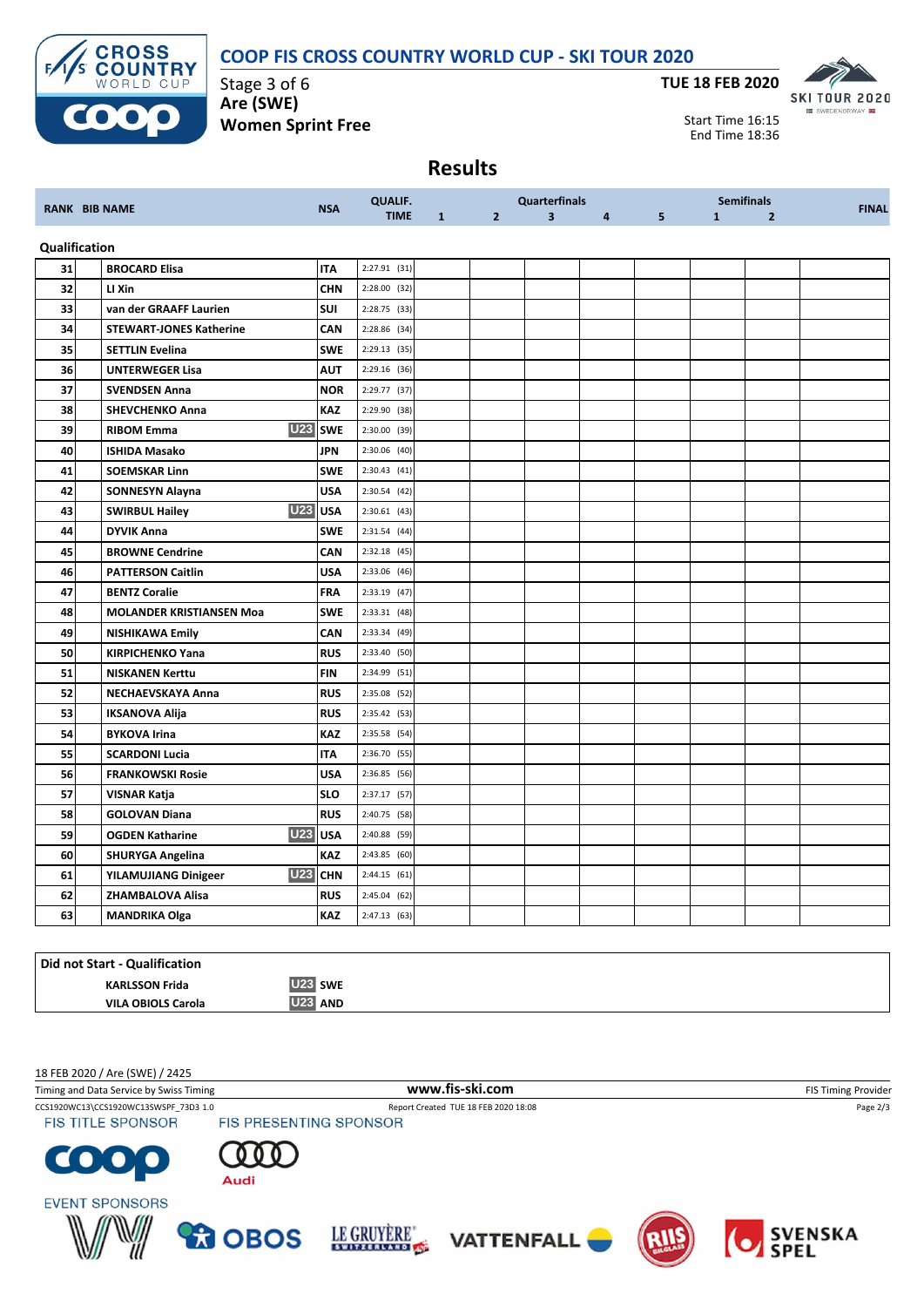# COOP FIS CROSS COUNTRY WORLD CUP - SKI TOUR 2020

Stage 3 of 6
**Are (SWE)**
**Women Sprint Free**

**TUE 18 FEB 2020**

Start Time 16:15
End Time 18:36

## Results

| RANK | BIB | NAME | | NSA | QUALIF. TIME | Quarterfinals 1 | 2 | 3 | 4 | 5 | Semifinals 1 | 2 | FINAL |
|---|---|---|---|---|---|---|---|---|---|---|---|---|---|
| **Qualification** | | | | | | | | | | | | | |
| 31 | | BROCARD Elisa | | ITA | 2:27.91 (31) | | | | | | | | |
| 32 | | LI Xin | | CHN | 2:28.00 (32) | | | | | | | | |
| 33 | | van der GRAAFF Laurien | | SUI | 2:28.75 (33) | | | | | | | | |
| 34 | | STEWART-JONES Katherine | | CAN | 2:28.86 (34) | | | | | | | | |
| 35 | | SETTLIN Evelina | | SWE | 2:29.13 (35) | | | | | | | | |
| 36 | | UNTERWEGER Lisa | | AUT | 2:29.16 (36) | | | | | | | | |
| 37 | | SVENDSEN Anna | | NOR | 2:29.77 (37) | | | | | | | | |
| 38 | | SHEVCHENKO Anna | | KAZ | 2:29.90 (38) | | | | | | | | |
| 39 | | RIBOM Emma | U23 | SWE | 2:30.00 (39) | | | | | | | | |
| 40 | | ISHIDA Masako | | JPN | 2:30.06 (40) | | | | | | | | |
| 41 | | SOEMSKAR Linn | | SWE | 2:30.43 (41) | | | | | | | | |
| 42 | | SONNESYN Alayna | | USA | 2:30.54 (42) | | | | | | | | |
| 43 | | SWIRBUL Hailey | U23 | USA | 2:30.61 (43) | | | | | | | | |
| 44 | | DYVIK Anna | | SWE | 2:31.54 (44) | | | | | | | | |
| 45 | | BROWNE Cendrine | | CAN | 2:32.18 (45) | | | | | | | | |
| 46 | | PATTERSON Caitlin | | USA | 2:33.06 (46) | | | | | | | | |
| 47 | | BENTZ Coralie | | FRA | 2:33.19 (47) | | | | | | | | |
| 48 | | MOLANDER KRISTIANSEN Moa | | SWE | 2:33.31 (48) | | | | | | | | |
| 49 | | NISHIKAWA Emily | | CAN | 2:33.34 (49) | | | | | | | | |
| 50 | | KIRPICHENKO Yana | | RUS | 2:33.40 (50) | | | | | | | | |
| 51 | | NISKANEN Kerttu | | FIN | 2:34.99 (51) | | | | | | | | |
| 52 | | NECHAEVSKAYA Anna | | RUS | 2:35.08 (52) | | | | | | | | |
| 53 | | IKSANOVA Alija | | RUS | 2:35.42 (53) | | | | | | | | |
| 54 | | BYKOVA Irina | | KAZ | 2:35.58 (54) | | | | | | | | |
| 55 | | SCARDONI Lucia | | ITA | 2:36.70 (55) | | | | | | | | |
| 56 | | FRANKOWSKI Rosie | | USA | 2:36.85 (56) | | | | | | | | |
| 57 | | VISNAR Katja | | SLO | 2:37.17 (57) | | | | | | | | |
| 58 | | GOLOVAN Diana | | RUS | 2:40.75 (58) | | | | | | | | |
| 59 | | OGDEN Katharine | U23 | USA | 2:40.88 (59) | | | | | | | | |
| 60 | | SHURYGA Angelina | | KAZ | 2:43.85 (60) | | | | | | | | |
| 61 | | YILAMUJIANG Dinigeer | U23 | CHN | 2:44.15 (61) | | | | | | | | |
| 62 | | ZHAMBALOVA Alisa | | RUS | 2:45.04 (62) | | | | | | | | |
| 63 | | MANDRIKA Olga | | KAZ | 2:47.13 (63) | | | | | | | | |

**Did not Start - Qualification**

| NAME | | NSA |
|---|---|---|
| KARLSSON Frida | U23 | SWE |
| VILA OBIOLS Carola | U23 | AND |

18 FEB 2020 / Are (SWE) / 2425

Timing and Data Service by Swiss Timing — www.fis-ski.com — FIS Timing Provider

CCS1920WC13\CCS1920WC13SWSPF_73D3 1.0 — Report Created TUE 18 FEB 2020 18:08

FIS TITLE SPONSOR — FIS PRESENTING SPONSOR

EVENT SPONSORS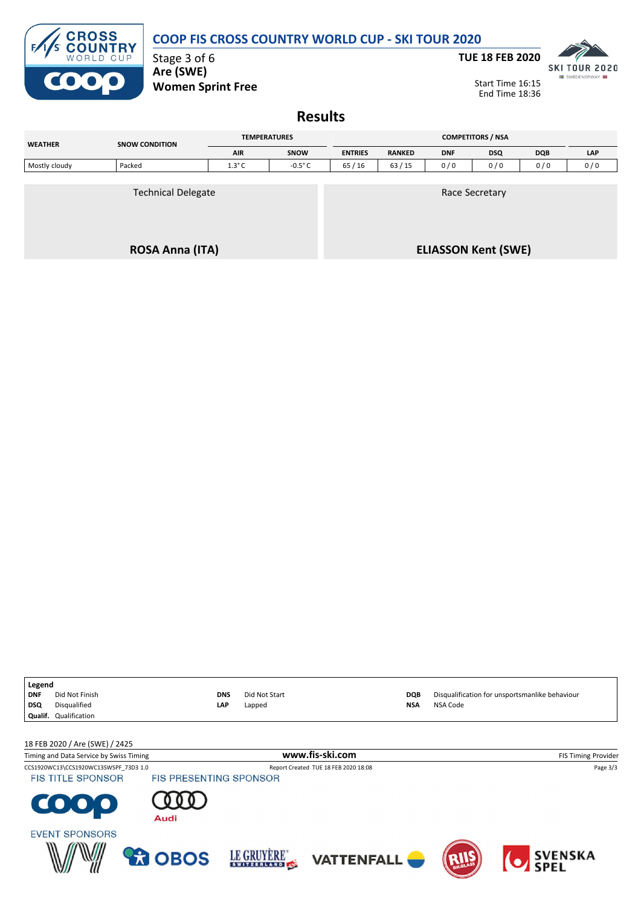# COOP FIS CROSS COUNTRY WORLD CUP - SKI TOUR 2020

Stage 3 of 6
**Are (SWE)**
**Women Sprint Free**

**TUE 18 FEB 2020**

Start Time 16:15
End Time 18:36

## Results

| WEATHER | SNOW CONDITION | TEMPERATURES | | COMPETITORS / NSA | | | | | |
|---|---|---|---|---|---|---|---|---|---|
| | | AIR | SNOW | ENTRIES | RANKED | DNF | DSQ | DQB | LAP |
| Mostly cloudy | Packed | 1.3° C | -0.5° C | 65 / 16 | 63 / 15 | 0 / 0 | 0 / 0 | 0 / 0 | 0 / 0 |

| Technical Delegate | Race Secretary |
|---|---|
| **ROSA Anna (ITA)** | **ELIASSON Kent (SWE)** |

**Legend**

| | | | | | |
|---|---|---|---|---|---|
| **DNF** | Did Not Finish | **DNS** | Did Not Start | **DQB** | Disqualification for unsportsmanlike behaviour |
| **DSQ** | Disqualified | **LAP** | Lapped | **NSA** | NSA Code |
| **Qualif.** | Qualification | | | | |

18 FEB 2020 / Are (SWE) / 2425

Timing and Data Service by Swiss Timing

www.fis-ski.com

FIS Timing Provider

CCS1920WC13\CCS1920WC13SWSPF_73D3 1.0

Report Created TUE 18 FEB 2020 18:08

FIS TITLE SPONSOR

FIS PRESENTING SPONSOR

EVENT SPONSORS